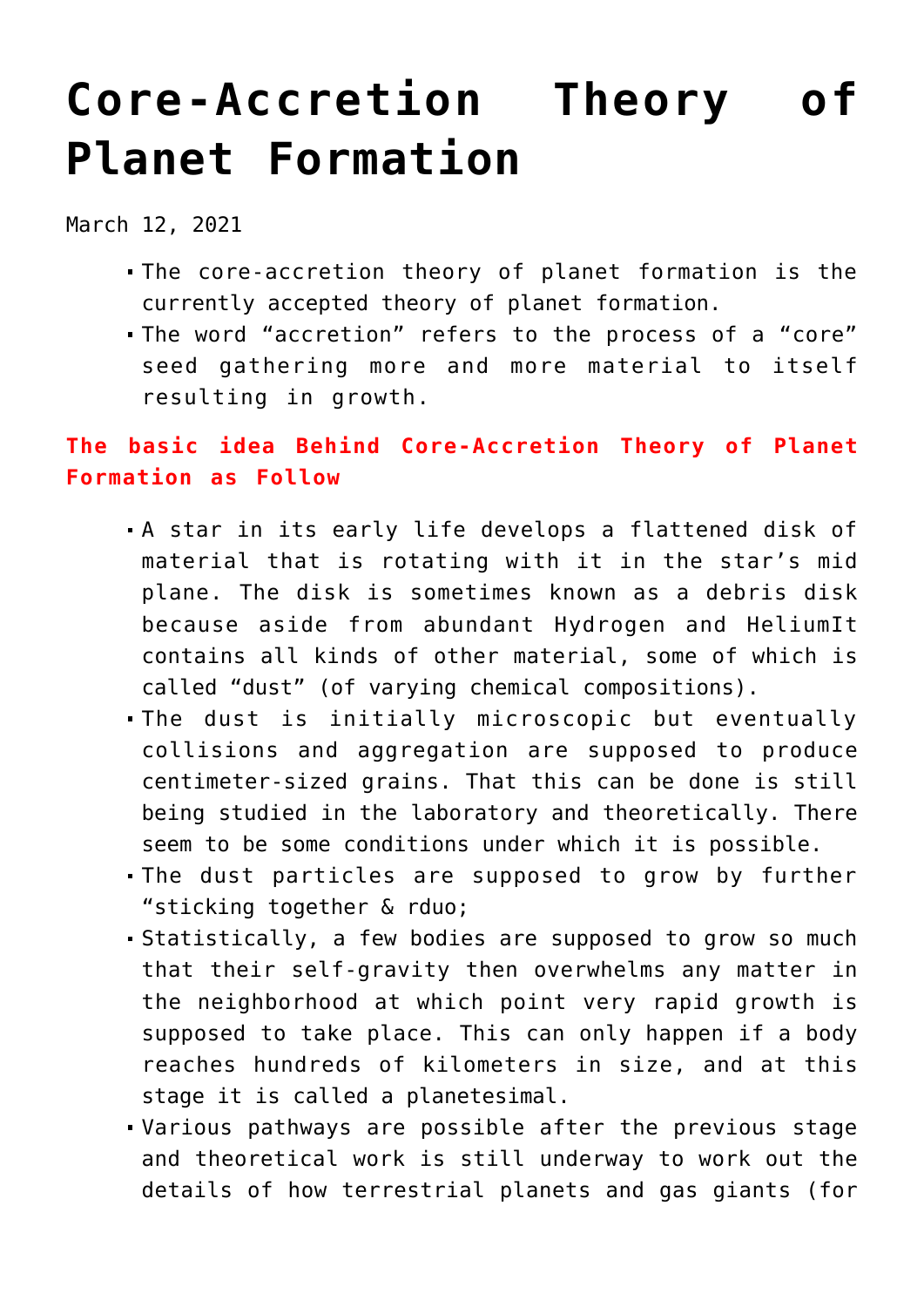# Core-Accretion Theory of Planet Formation

March 12, 2021

- The core-accretion theory of planet formation is the currently accepted theory of planet formation.
- The word "accretion" refers to the process of a "core" seed gathering more and more material to itself resulting in growth.

## The basic idea Behind Core-Accretion Theory of Planet Formation as Follow

- A star in its early life develops a flattened disk of material that is rotating with it in the star's mid plane. The disk is sometimes known as a debris disk because aside from abundant Hydrogen and HeliumIt contains all kinds of other material, some of which is called "dust" (of varying chemical compositions).
- The dust is initially microscopic but eventually collisions and aggregation are supposed to produce centimeter-sized grains. That this can be done is still being studied in the laboratory and theoretically. There seem to be some conditions under which it is possible.
- The dust particles are supposed to grow by further "sticking together & rduo;
- Statistically, a few bodies are supposed to grow so much that their self-gravity then overwhelms any matter in the neighborhood at which point very rapid growth is supposed to take place. This can only happen if a body reaches hundreds of kilometers in size, and at this stage it is called a planetesimal.
- Various pathways are possible after the previous stage and theoretical work is still underway to work out the details of how terrestrial planets and gas giants (for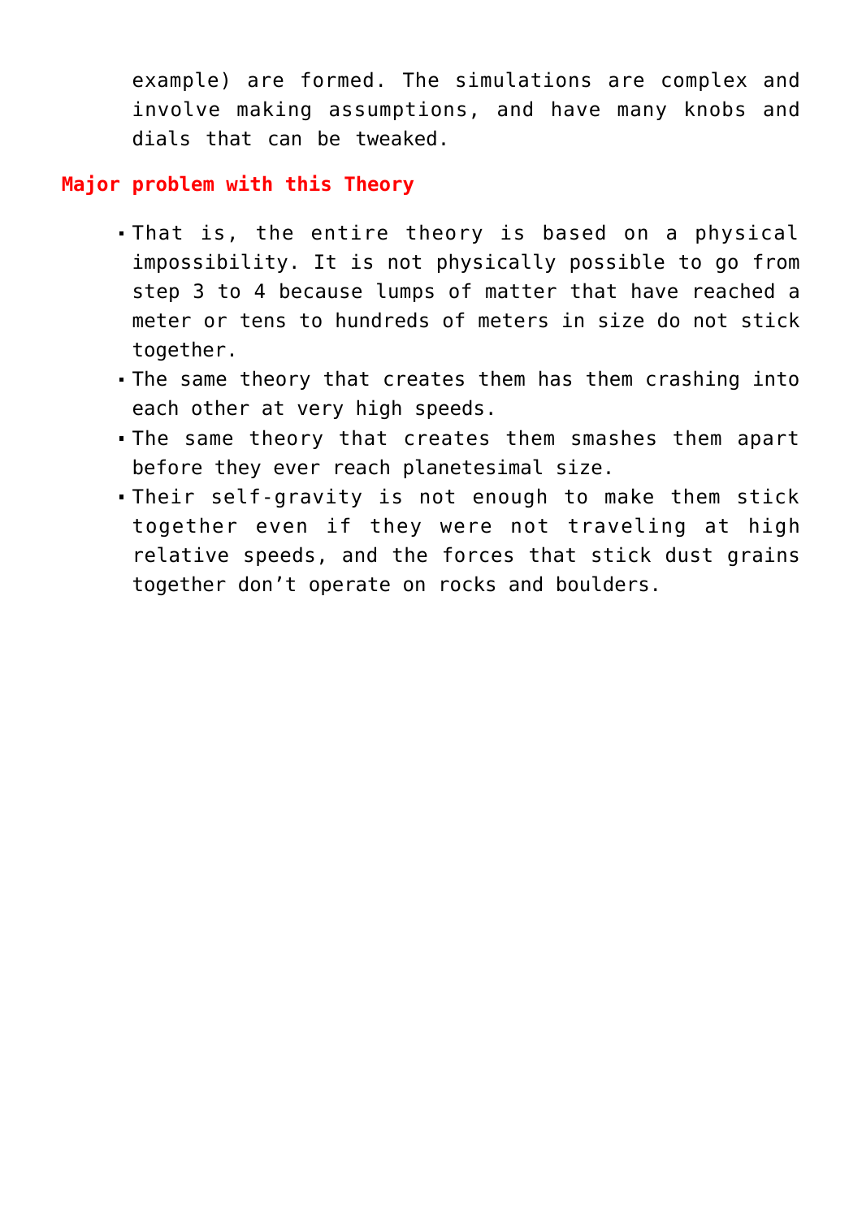example) are formed. The simulations are complex and involve making assumptions, and have many knobs and dials that can be tweaked.

**Major problem with this Theory**

- That is, the entire theory is based on a physical impossibility. It is not physically possible to go from step 3 to 4 because lumps of matter that have reached a meter or tens to hundreds of meters in size do not stick together.
- The same theory that creates them has them crashing into each other at very high speeds.
- The same theory that creates them smashes them apart before they ever reach planetesimal size.
- Their self-gravity is not enough to make them stick together even if they were not traveling at high relative speeds, and the forces that stick dust grains together don't operate on rocks and boulders.